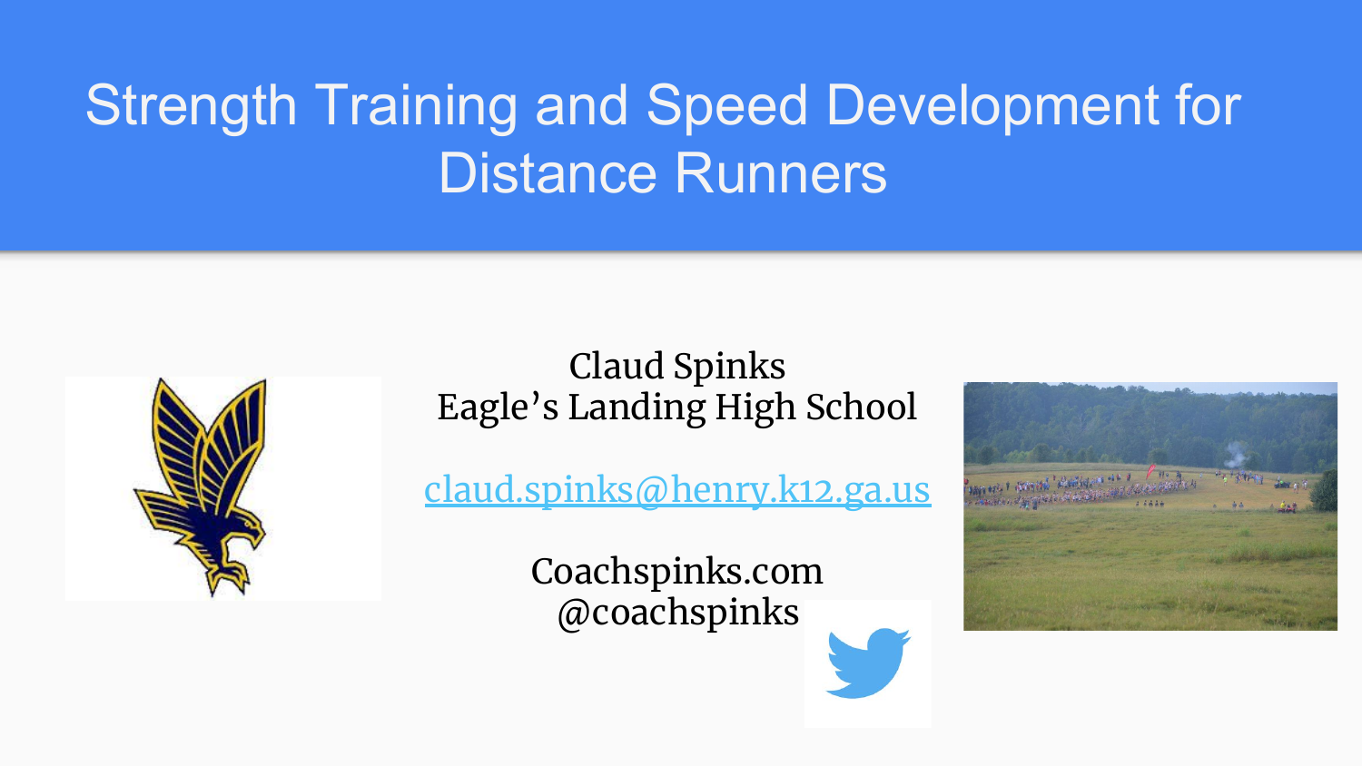# Strength Training and Speed Development for Distance Runners

Claud Spinks
Eagle's Landing High School

claud.spinks@henry.k12.ga.us

Coachspinks.com
@coachspinks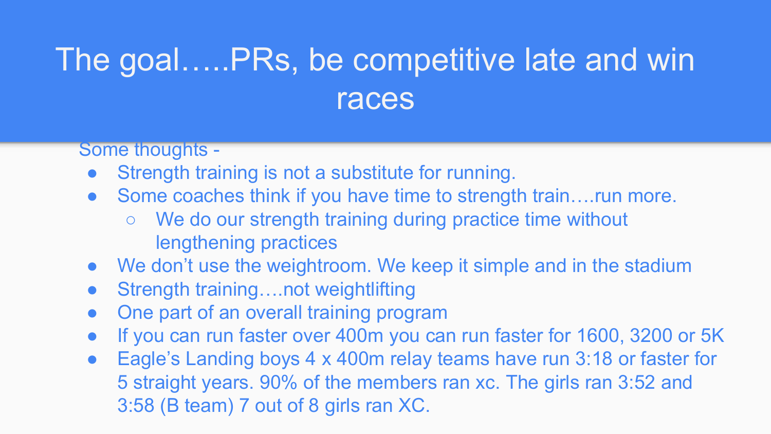# The goal…..PRs, be competitive late and win races

Some thoughts -

- Strength training is not a substitute for running.
- Some coaches think if you have time to strength train….run more.
  - We do our strength training during practice time without lengthening practices
- We don't use the weightroom. We keep it simple and in the stadium
- Strength training….not weightlifting
- One part of an overall training program
- If you can run faster over 400m you can run faster for 1600, 3200 or 5K
- Eagle's Landing boys 4 x 400m relay teams have run 3:18 or faster for 5 straight years. 90% of the members ran xc. The girls ran 3:52 and 3:58 (B team) 7 out of 8 girls ran XC.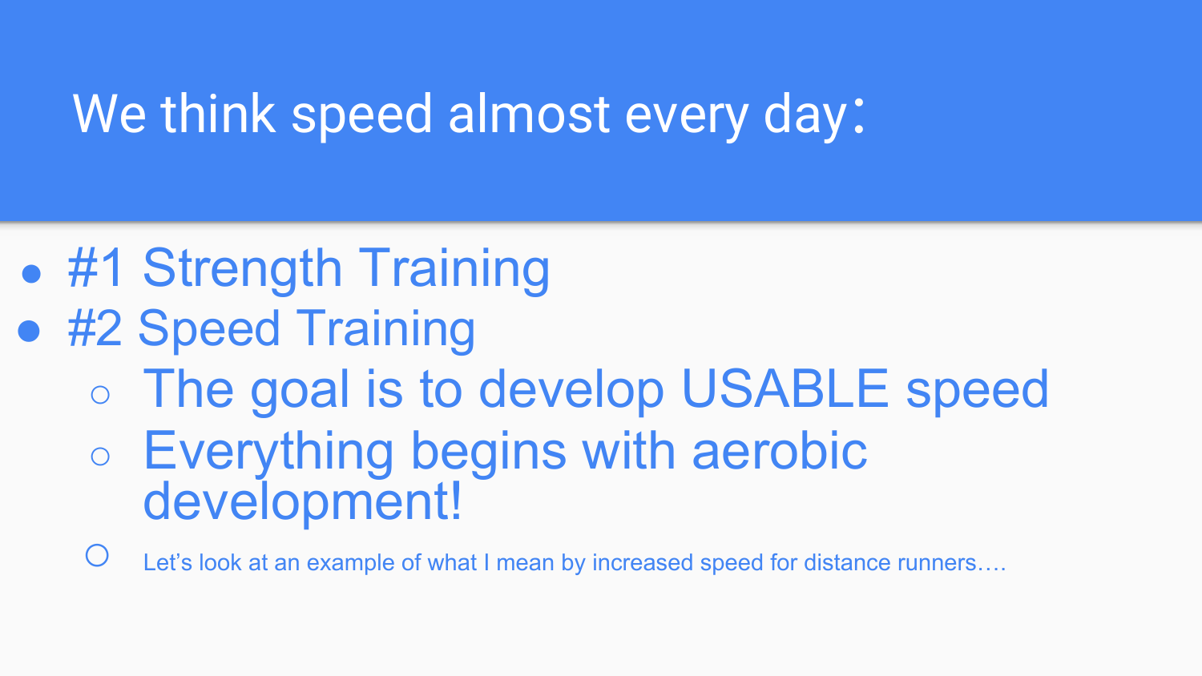# We think speed almost every day:

- #1 Strength Training
- #2 Speed Training
  - The goal is to develop USABLE speed
  - Everything begins with aerobic development!
  - Let's look at an example of what I mean by increased speed for distance runners….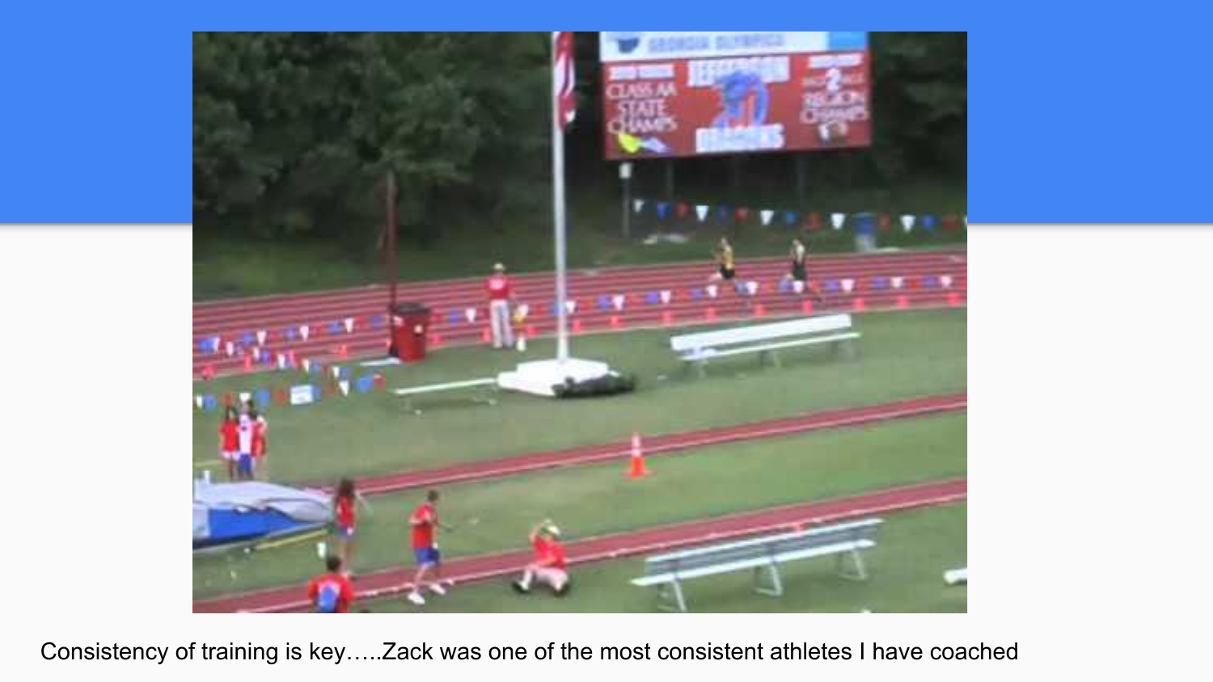Consistency of training is key…..Zack was one of the most consistent athletes I have coached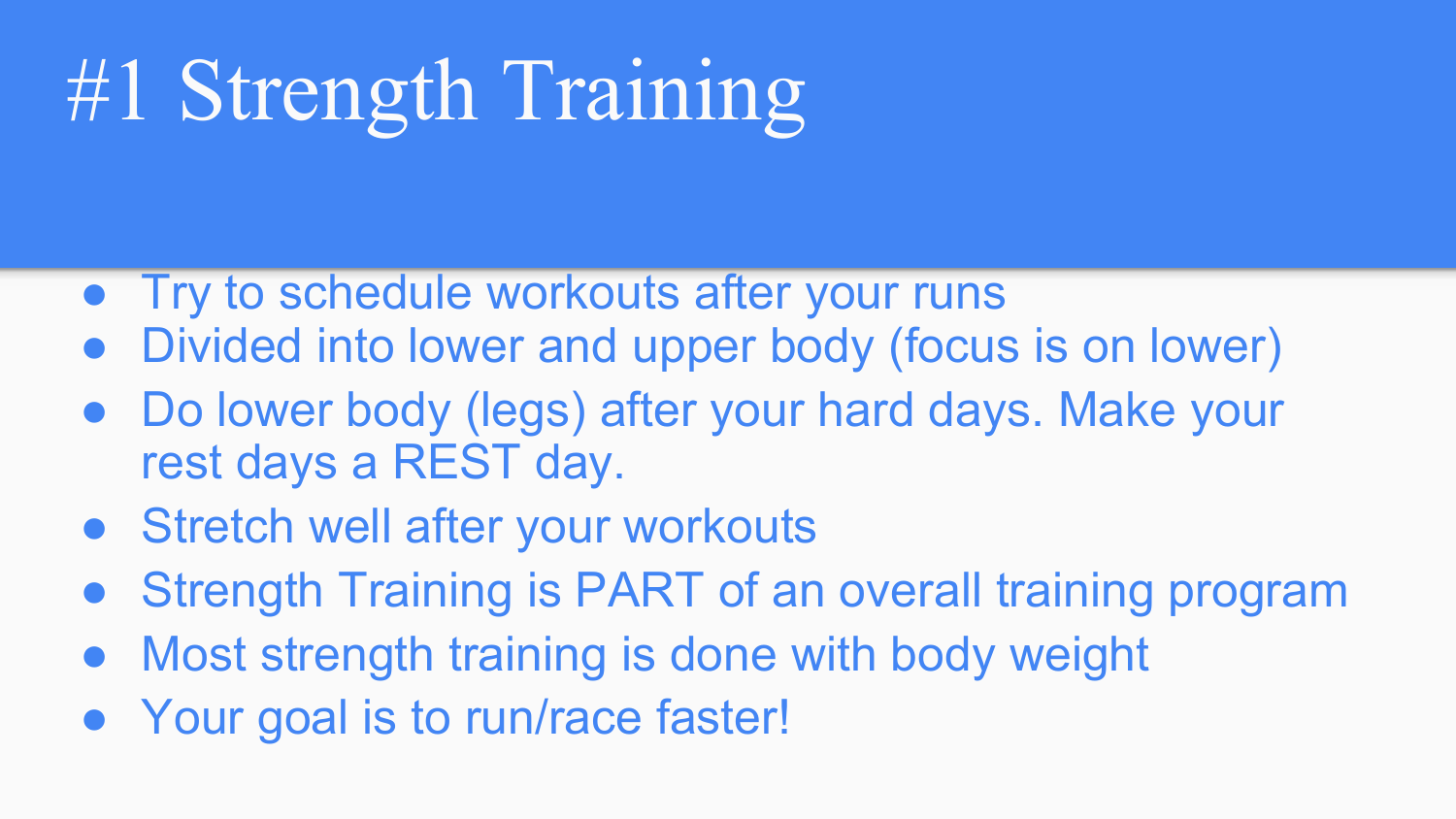# #1 Strength Training

- Try to schedule workouts after your runs
- Divided into lower and upper body (focus is on lower)
- Do lower body (legs) after your hard days. Make your rest days a REST day.
- Stretch well after your workouts
- Strength Training is PART of an overall training program
- Most strength training is done with body weight
- Your goal is to run/race faster!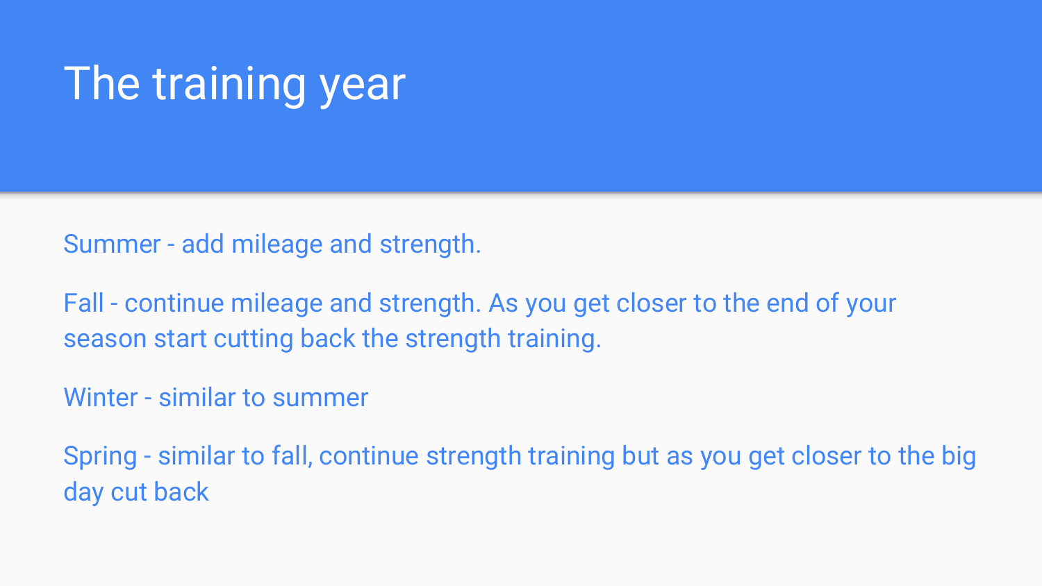# The training year

Summer - add mileage and strength.

Fall - continue mileage and strength. As you get closer to the end of your season start cutting back the strength training.

Winter - similar to summer

Spring - similar to fall, continue strength training but as you get closer to the big day cut back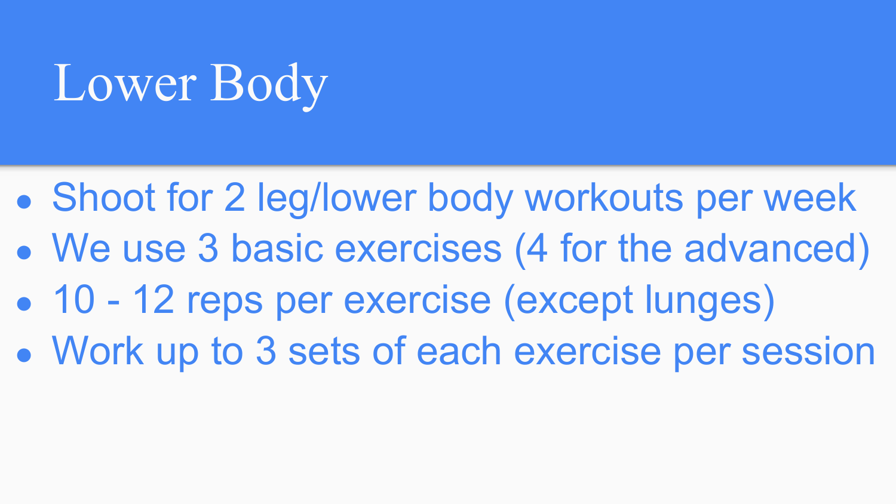# Lower Body

- Shoot for 2 leg/lower body workouts per week
- We use 3 basic exercises (4 for the advanced)
- 10 - 12 reps per exercise (except lunges)
- Work up to 3 sets of each exercise per session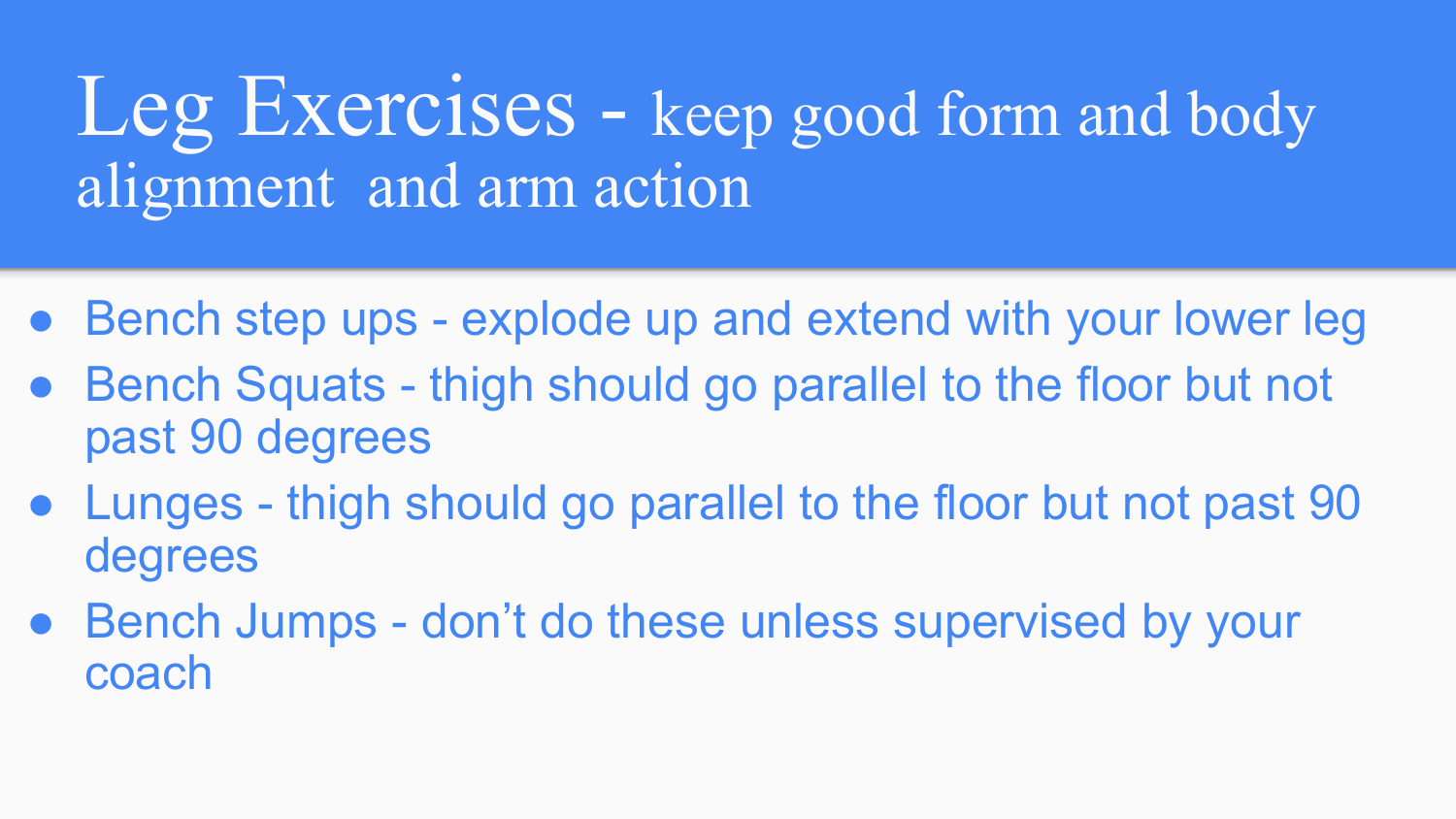# Leg Exercises - keep good form and body alignment and arm action

- Bench step ups - explode up and extend with your lower leg
- Bench Squats - thigh should go parallel to the floor but not past 90 degrees
- Lunges - thigh should go parallel to the floor but not past 90 degrees
- Bench Jumps - don't do these unless supervised by your coach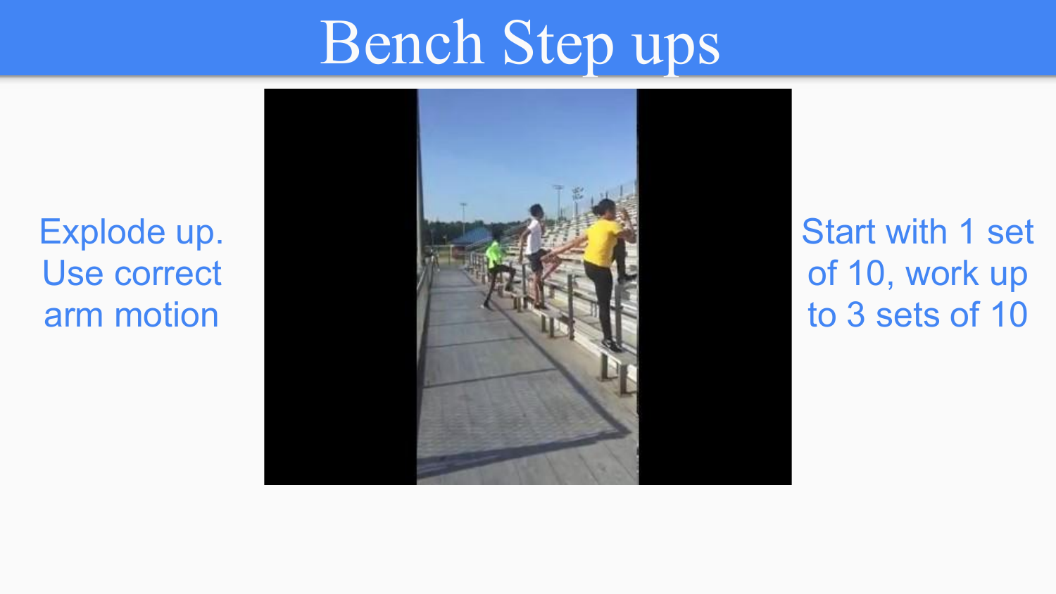# Bench Step ups

Explode up. Use correct arm motion

Start with 1 set of 10, work up to 3 sets of 10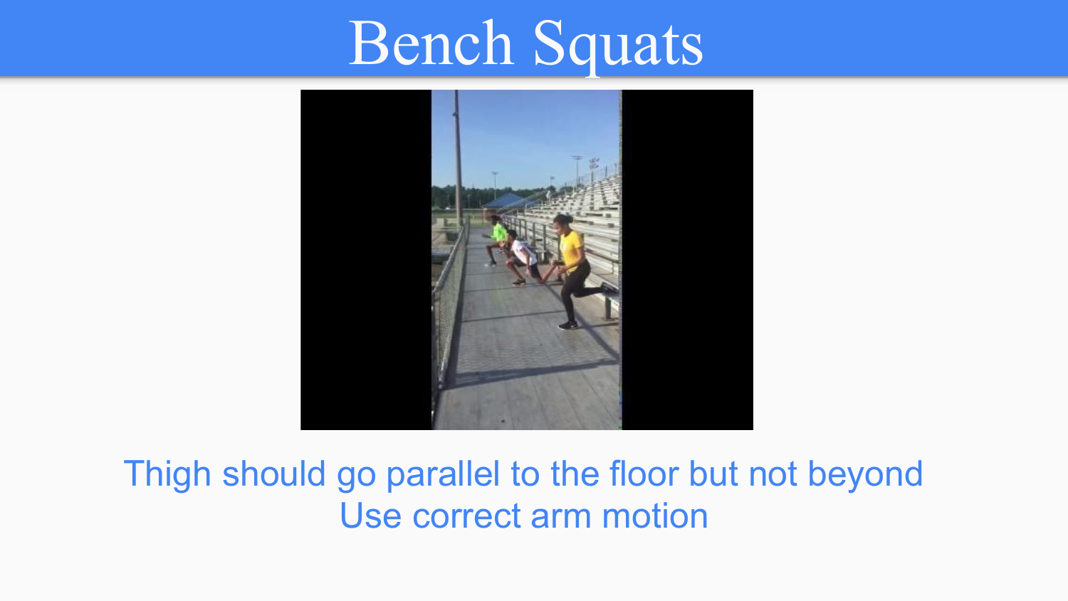# Bench Squats

Thigh should go parallel to the floor but not beyond

Use correct arm motion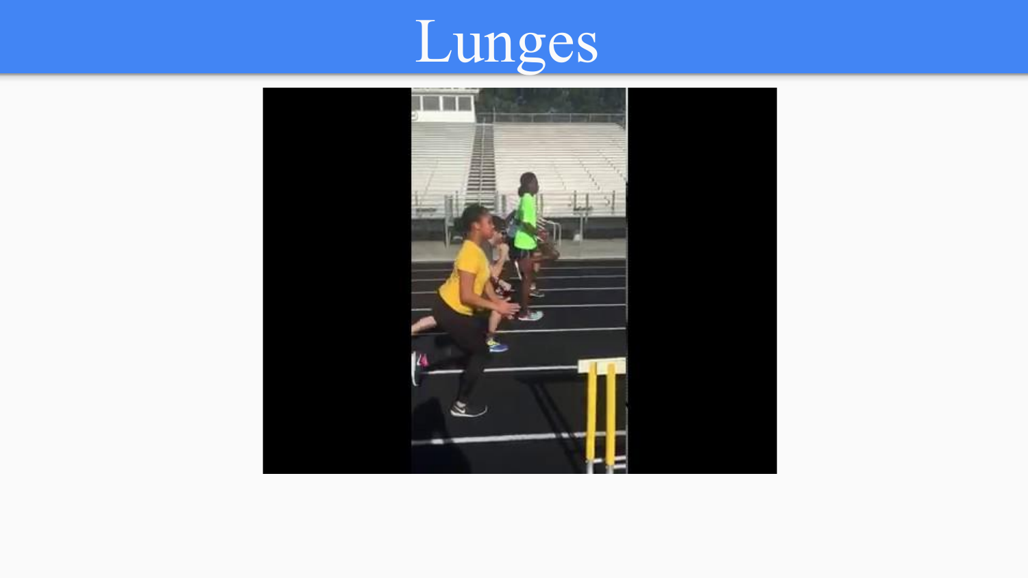# Lunges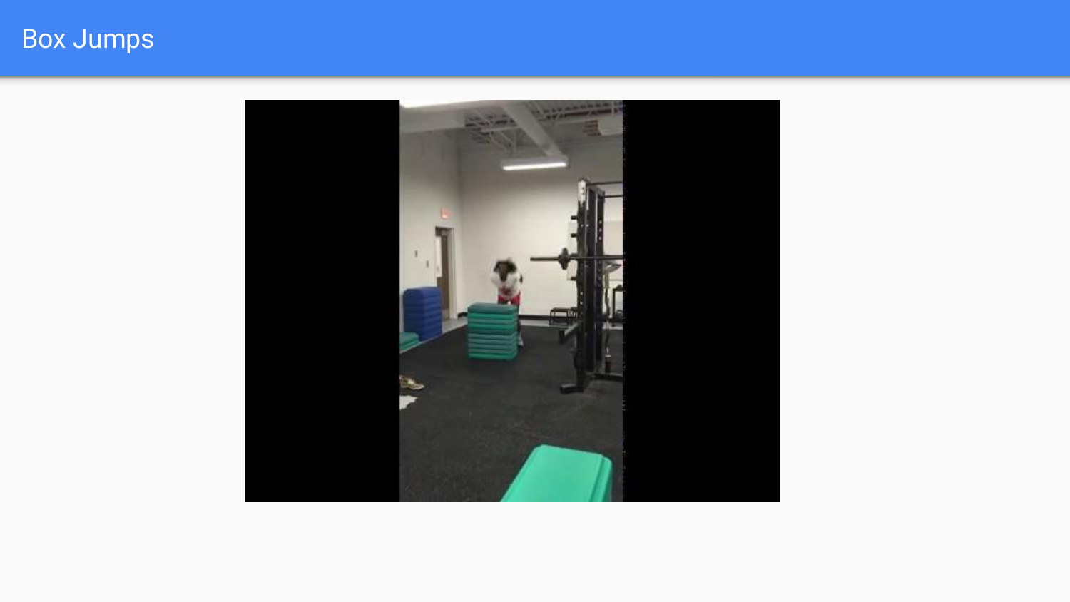# Box Jumps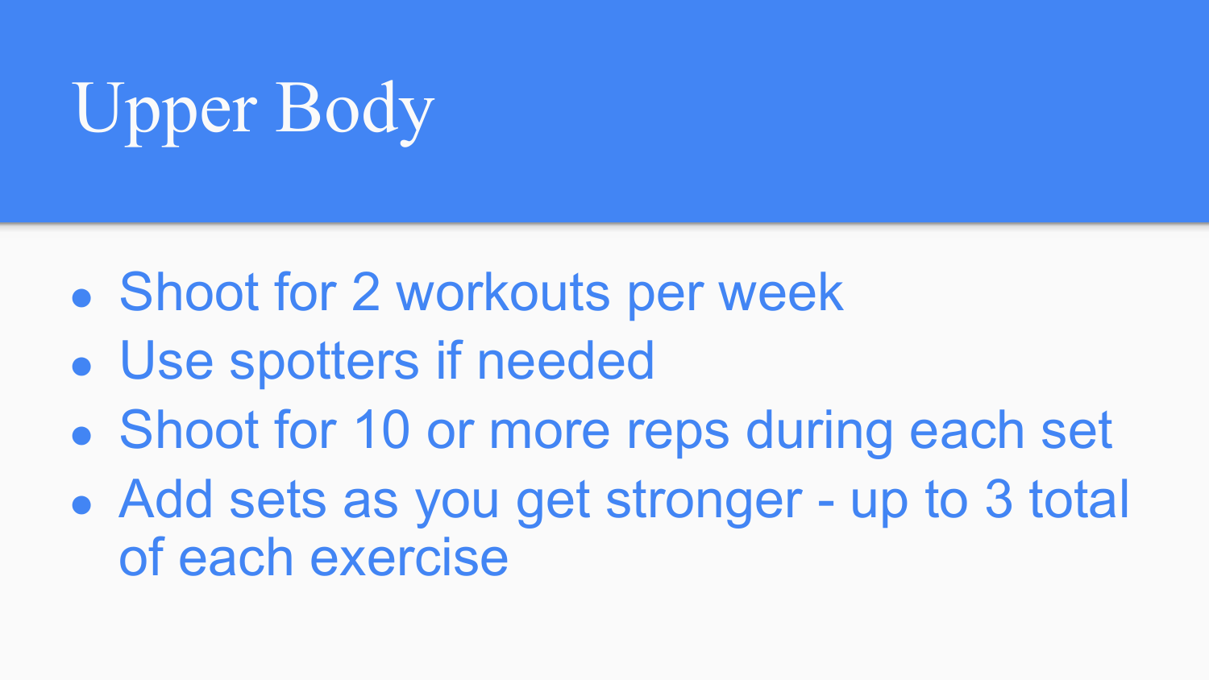# Upper Body

- Shoot for 2 workouts per week
- Use spotters if needed
- Shoot for 10 or more reps during each set
- Add sets as you get stronger - up to 3 total of each exercise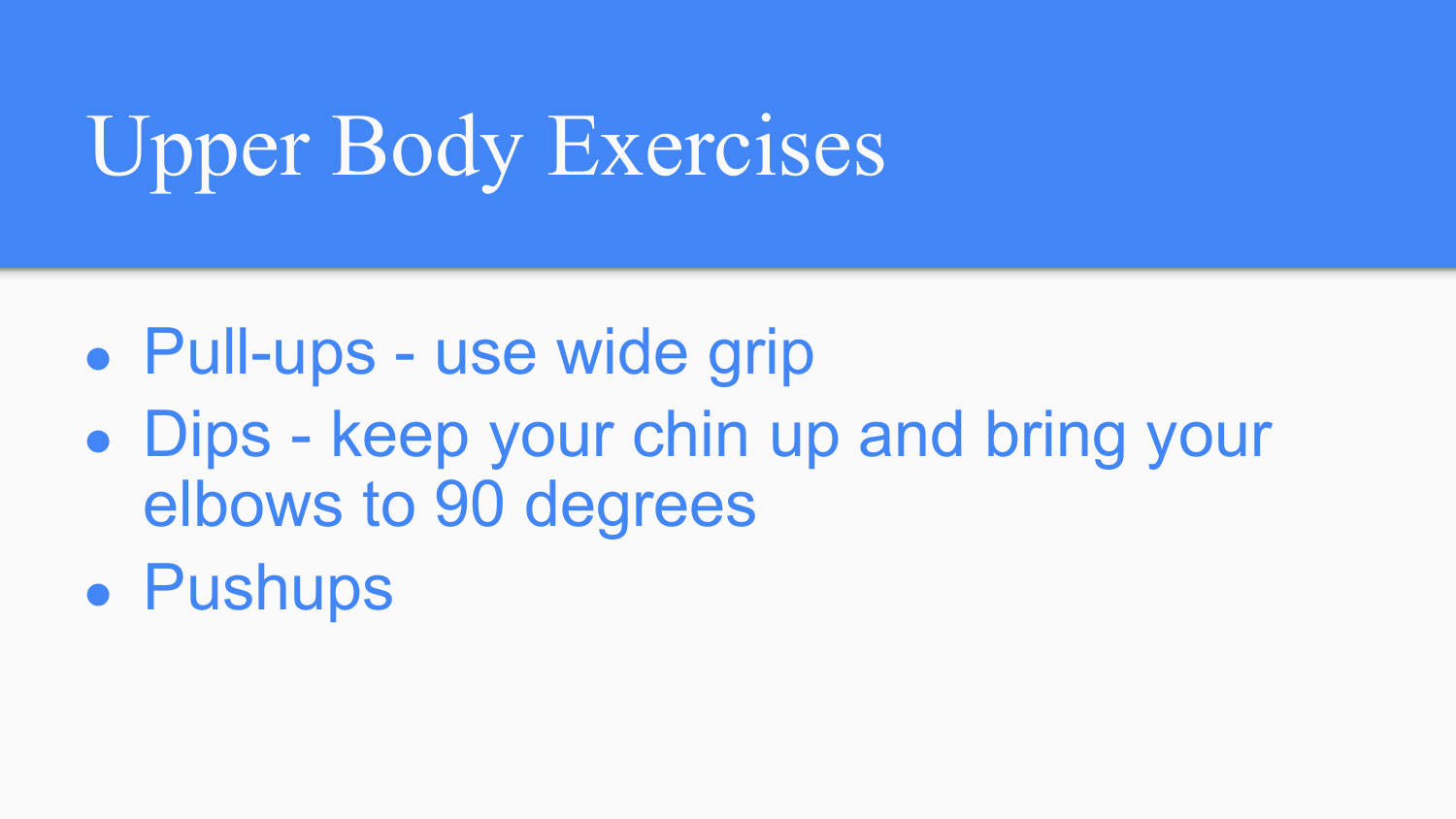# Upper Body Exercises

- Pull-ups - use wide grip
- Dips - keep your chin up and bring your elbows to 90 degrees
- Pushups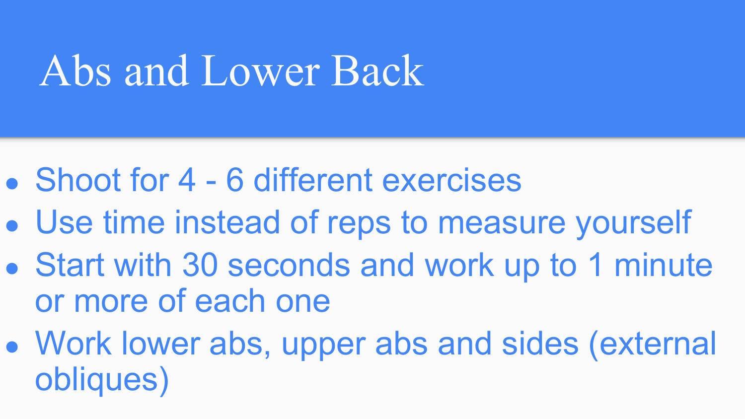# Abs and Lower Back

- Shoot for 4 - 6 different exercises
- Use time instead of reps to measure yourself
- Start with 30 seconds and work up to 1 minute or more of each one
- Work lower abs, upper abs and sides (external obliques)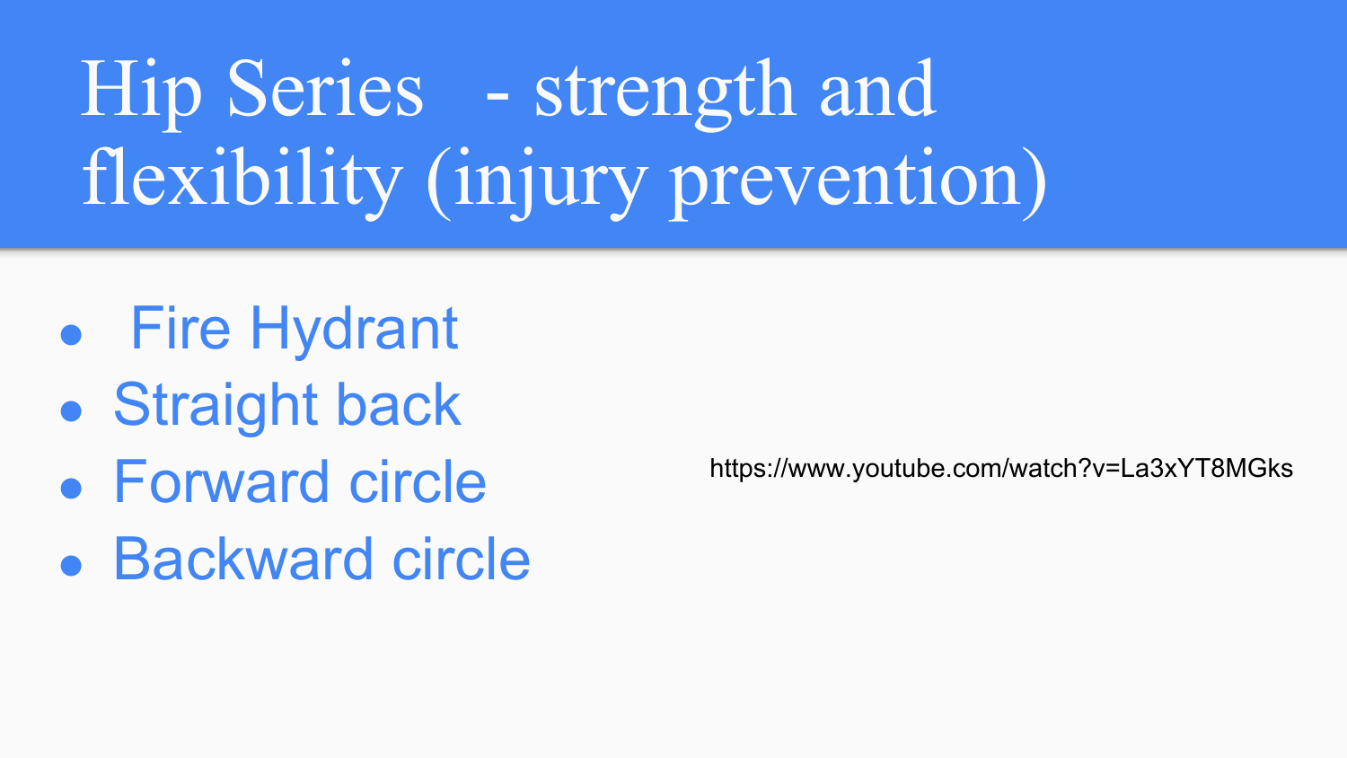# Hip Series - strength and flexibility (injury prevention)

- Fire Hydrant
- Straight back
- Forward circle
- Backward circle

https://www.youtube.com/watch?v=La3xYT8MGks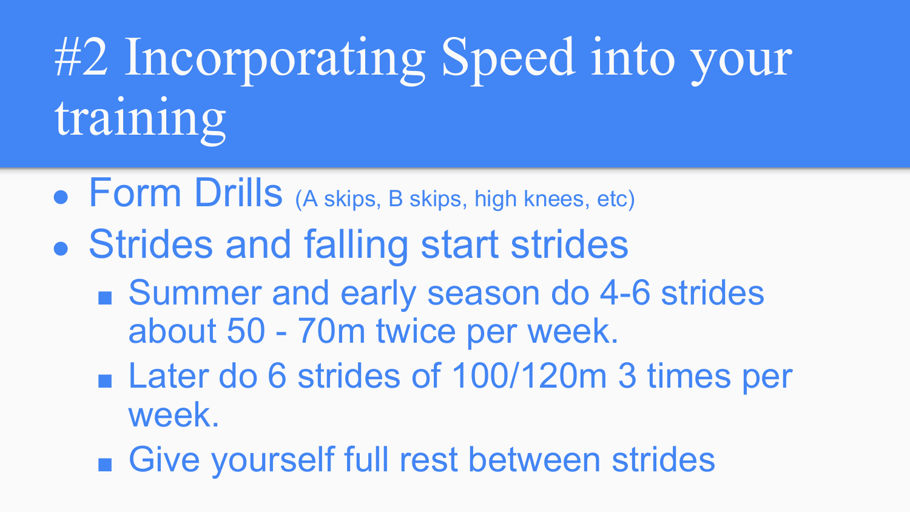# #2 Incorporating Speed into your training

- Form Drills (A skips, B skips, high knees, etc)
- Strides and falling start strides
  - Summer and early season do 4-6 strides about 50 - 70m twice per week.
  - Later do 6 strides of 100/120m 3 times per week.
  - Give yourself full rest between strides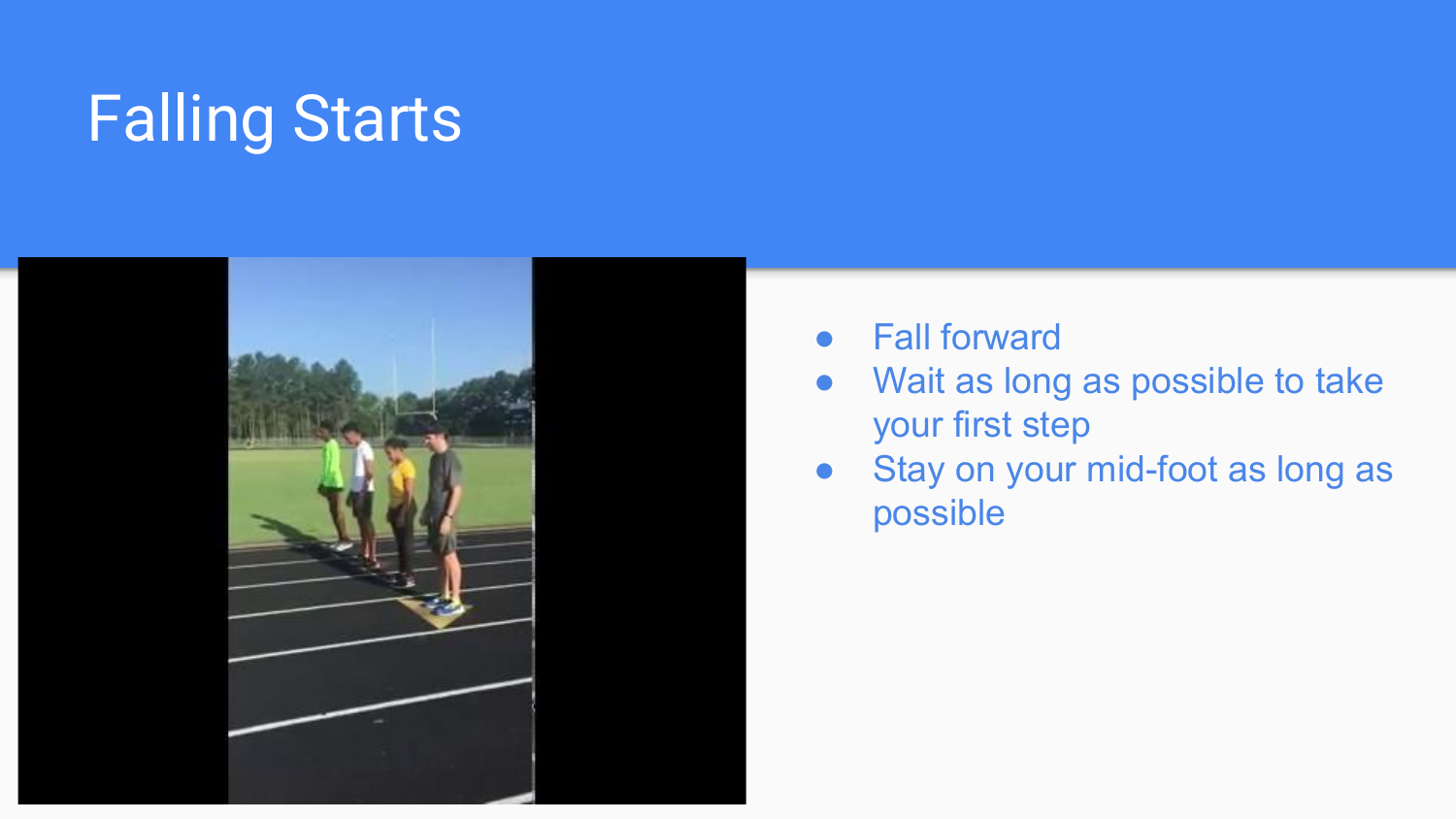# Falling Starts

- Fall forward
- Wait as long as possible to take your first step
- Stay on your mid-foot as long as possible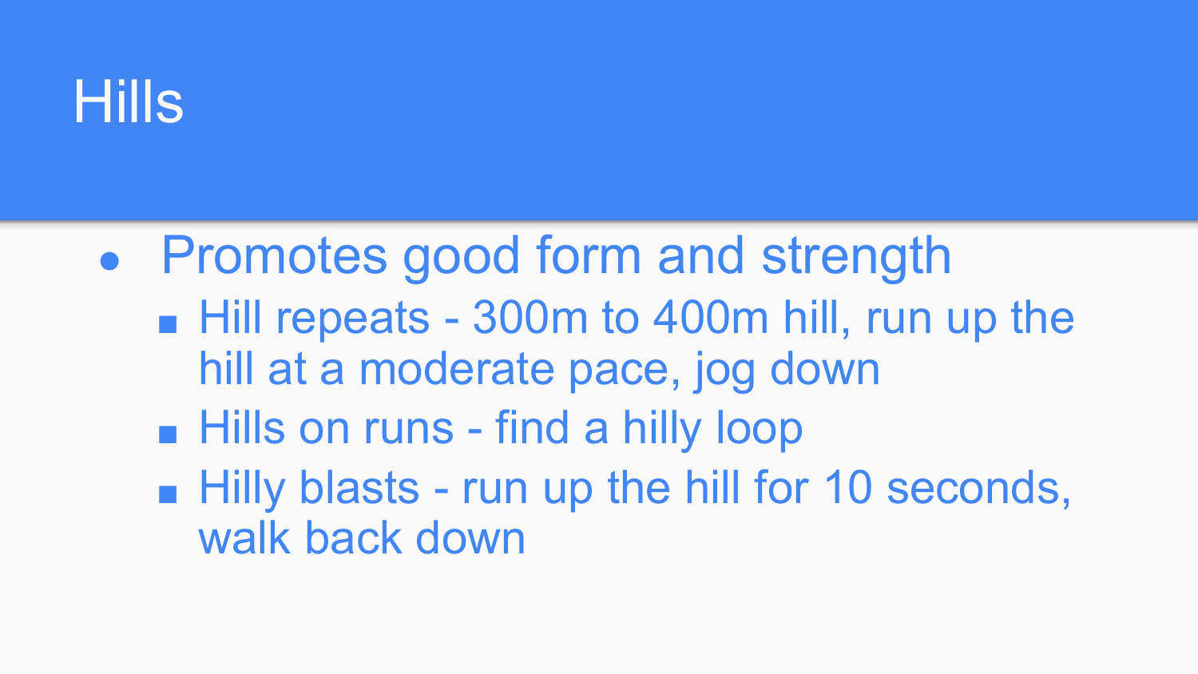# Hills

- Promotes good form and strength
  - Hill repeats - 300m to 400m hill, run up the hill at a moderate pace, jog down
  - Hills on runs - find a hilly loop
  - Hilly blasts - run up the hill for 10 seconds, walk back down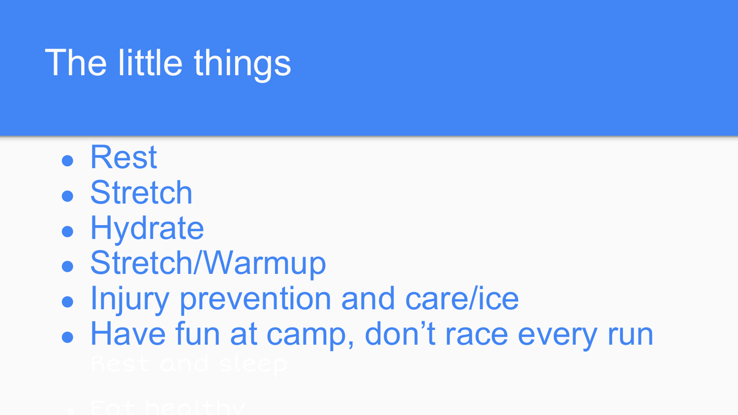# The little things

- Rest
- Stretch
- Hydrate
- Stretch/Warmup
- Injury prevention and care/ice
- Have fun at camp, don't race every run

Rest and sleep

- Eat healthy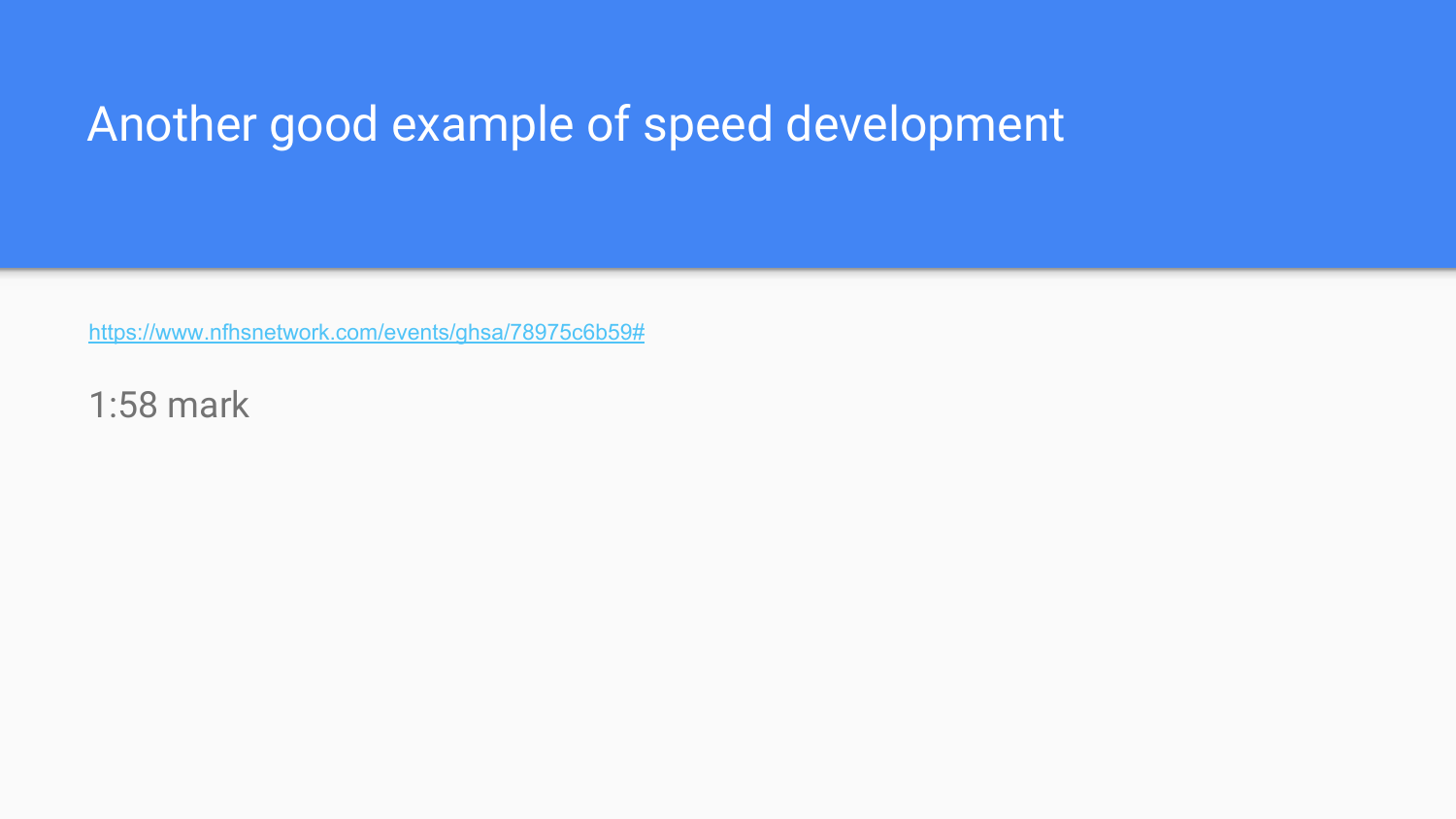# Another good example of speed development

https://www.nfhsnetwork.com/events/ghsa/78975c6b59#

1:58 mark